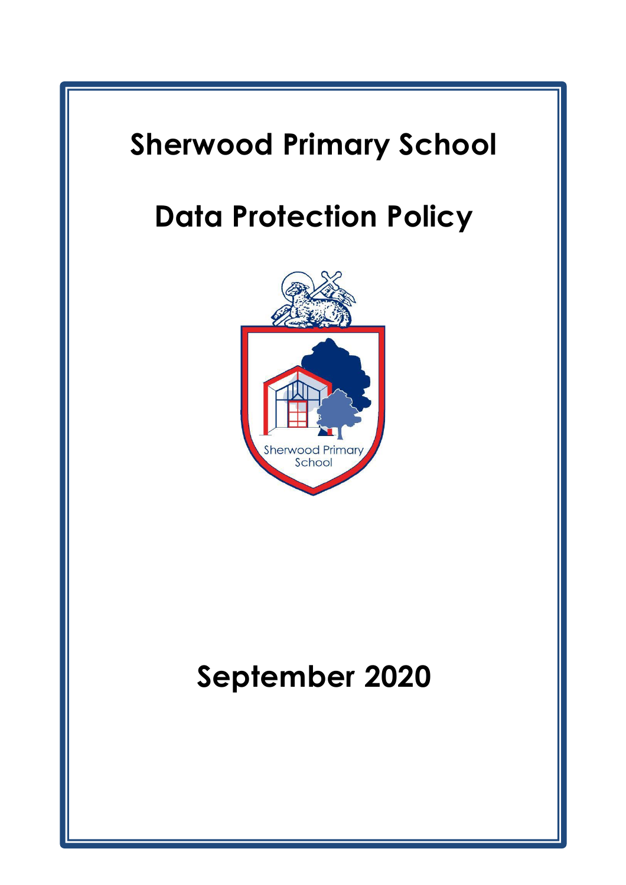# Sherwood Primary School

# Data Protection Policy

## September 2020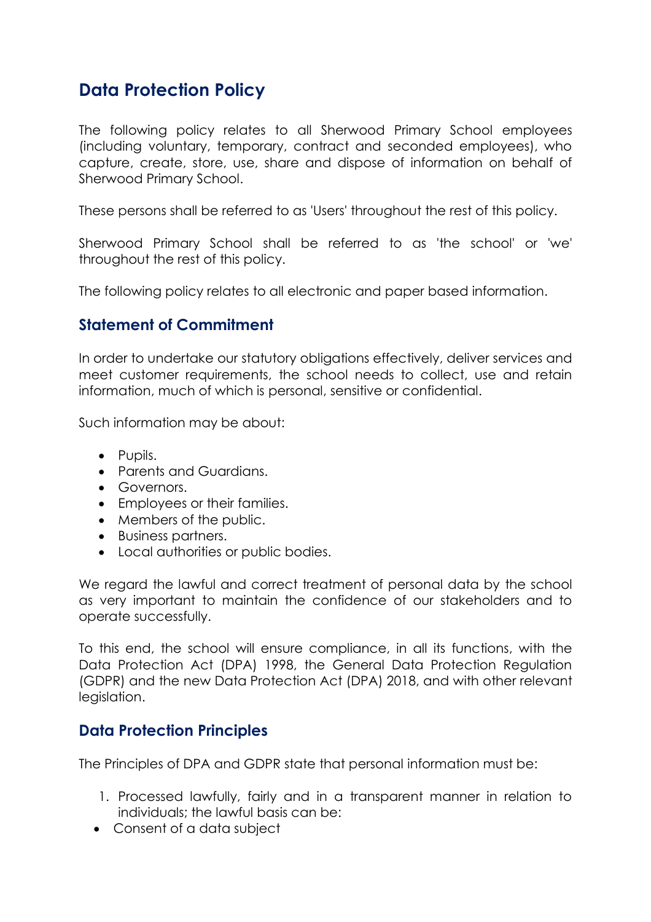## Data Protection Policy

The following policy relates to all Sherwood Primary School employees (including voluntary, temporary, contract and seconded employees), who capture, create, store, use, share and dispose of information on behalf of Sherwood Primary School.

These persons shall be referred to as 'Users' throughout the rest of this policy.

Sherwood Primary School shall be referred to as 'the school' or 'we' throughout the rest of this policy.

The following policy relates to all electronic and paper based information.

### Statement of Commitment

In order to undertake our statutory obligations effectively, deliver services and meet customer requirements, the school needs to collect, use and retain information, much of which is personal, sensitive or confidential.

Such information may be about:

- Pupils.
- Parents and Guardians.
- Governors.
- Employees or their families.
- Members of the public.
- Business partners.
- Local authorities or public bodies.

We regard the lawful and correct treatment of personal data by the school as very important to maintain the confidence of our stakeholders and to operate successfully.

To this end, the school will ensure compliance, in all its functions, with the Data Protection Act (DPA) 1998, the General Data Protection Regulation (GDPR) and the new Data Protection Act (DPA) 2018, and with other relevant legislation.

### Data Protection Principles

The Principles of DPA and GDPR state that personal information must be:

1. Processed lawfully, fairly and in a transparent manner in relation to individuals; the lawful basis can be:

- Consent of a data subject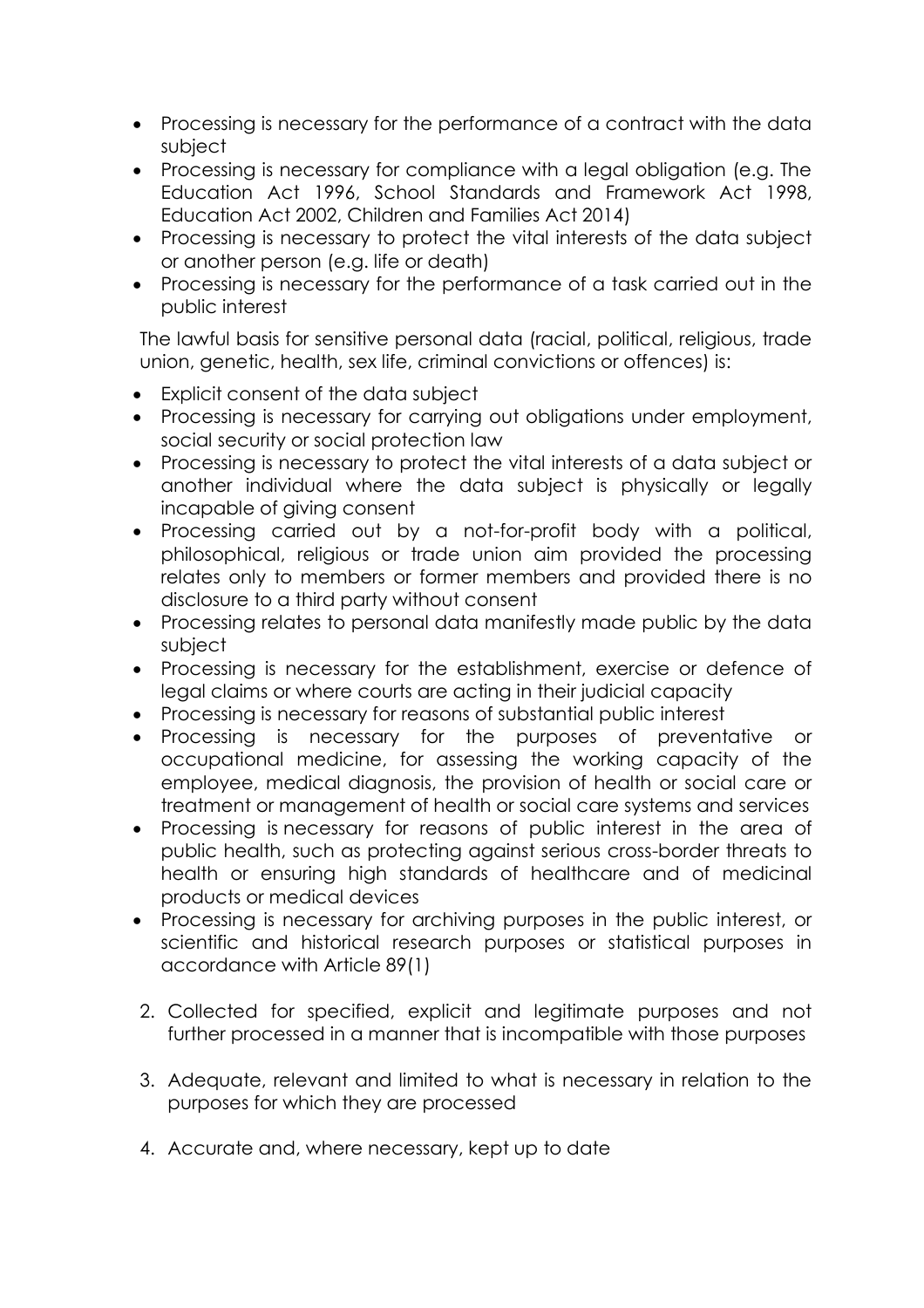- Processing is necessary for the performance of a contract with the data subject
- Processing is necessary for compliance with a legal obligation (e.g. The Education Act 1996, School Standards and Framework Act 1998, Education Act 2002, Children and Families Act 2014)
- Processing is necessary to protect the vital interests of the data subject or another person (e.g. life or death)
- Processing is necessary for the performance of a task carried out in the public interest

The lawful basis for sensitive personal data (racial, political, religious, trade union, genetic, health, sex life, criminal convictions or offences) is:

- Explicit consent of the data subject
- Processing is necessary for carrying out obligations under employment, social security or social protection law
- Processing is necessary to protect the vital interests of a data subject or another individual where the data subject is physically or legally incapable of giving consent
- Processing carried out by a not-for-profit body with a political, philosophical, religious or trade union aim provided the processing relates only to members or former members and provided there is no disclosure to a third party without consent
- Processing relates to personal data manifestly made public by the data subject
- Processing is necessary for the establishment, exercise or defence of legal claims or where courts are acting in their judicial capacity
- Processing is necessary for reasons of substantial public interest
- Processing is necessary for the purposes of preventative or occupational medicine, for assessing the working capacity of the employee, medical diagnosis, the provision of health or social care or treatment or management of health or social care systems and services
- Processing is necessary for reasons of public interest in the area of public health, such as protecting against serious cross-border threats to health or ensuring high standards of healthcare and of medicinal products or medical devices
- Processing is necessary for archiving purposes in the public interest, or scientific and historical research purposes or statistical purposes in accordance with Article 89(1)

2. Collected for specified, explicit and legitimate purposes and not further processed in a manner that is incompatible with those purposes

3. Adequate, relevant and limited to what is necessary in relation to the purposes for which they are processed

4. Accurate and, where necessary, kept up to date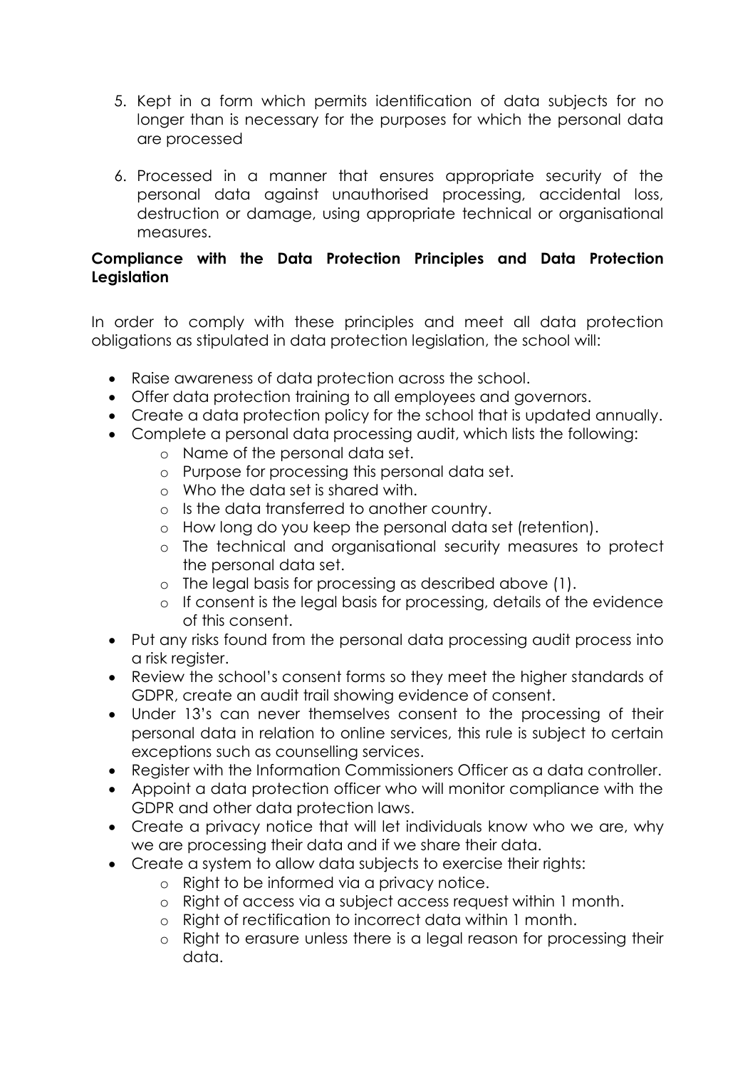5. Kept in a form which permits identification of data subjects for no longer than is necessary for the purposes for which the personal data are processed

6. Processed in a manner that ensures appropriate security of the personal data against unauthorised processing, accidental loss, destruction or damage, using appropriate technical or organisational measures.

**Compliance with the Data Protection Principles and Data Protection Legislation**

In order to comply with these principles and meet all data protection obligations as stipulated in data protection legislation, the school will:

- Raise awareness of data protection across the school.
- Offer data protection training to all employees and governors.
- Create a data protection policy for the school that is updated annually.
- Complete a personal data processing audit, which lists the following:
    - Name of the personal data set.
    - Purpose for processing this personal data set.
    - Who the data set is shared with.
    - Is the data transferred to another country.
    - How long do you keep the personal data set (retention).
    - The technical and organisational security measures to protect the personal data set.
    - The legal basis for processing as described above (1).
    - If consent is the legal basis for processing, details of the evidence of this consent.
- Put any risks found from the personal data processing audit process into a risk register.
- Review the school's consent forms so they meet the higher standards of GDPR, create an audit trail showing evidence of consent.
- Under 13's can never themselves consent to the processing of their personal data in relation to online services, this rule is subject to certain exceptions such as counselling services.
- Register with the Information Commissioners Officer as a data controller.
- Appoint a data protection officer who will monitor compliance with the GDPR and other data protection laws.
- Create a privacy notice that will let individuals know who we are, why we are processing their data and if we share their data.
- Create a system to allow data subjects to exercise their rights:
    - Right to be informed via a privacy notice.
    - Right of access via a subject access request within 1 month.
    - Right of rectification to incorrect data within 1 month.
    - Right to erasure unless there is a legal reason for processing their data.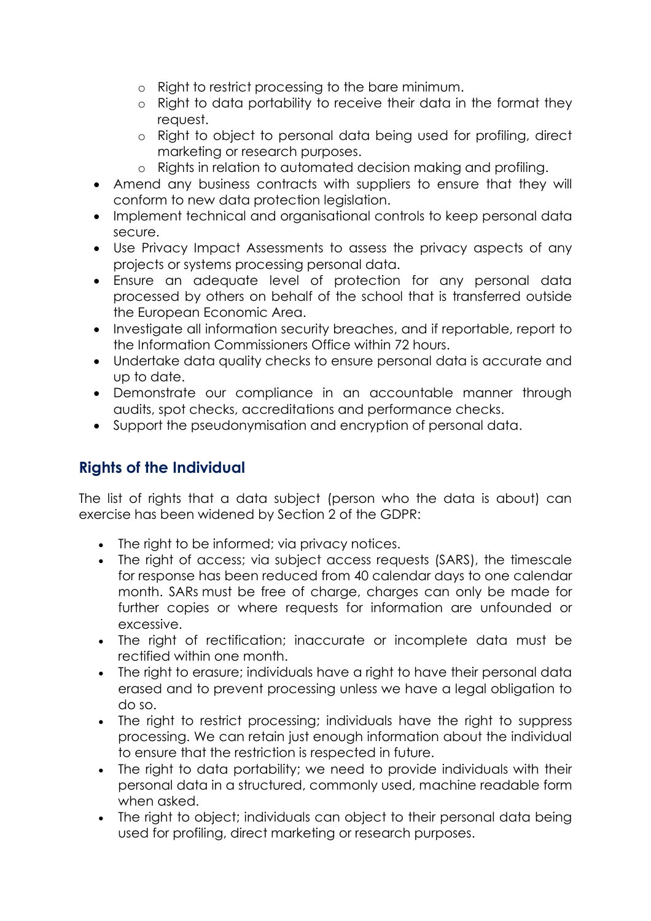- Right to restrict processing to the bare minimum.
    - Right to data portability to receive their data in the format they request.
    - Right to object to personal data being used for profiling, direct marketing or research purposes.
    - Rights in relation to automated decision making and profiling.
- Amend any business contracts with suppliers to ensure that they will conform to new data protection legislation.
- Implement technical and organisational controls to keep personal data secure.
- Use Privacy Impact Assessments to assess the privacy aspects of any projects or systems processing personal data.
- Ensure an adequate level of protection for any personal data processed by others on behalf of the school that is transferred outside the European Economic Area.
- Investigate all information security breaches, and if reportable, report to the Information Commissioners Office within 72 hours.
- Undertake data quality checks to ensure personal data is accurate and up to date.
- Demonstrate our compliance in an accountable manner through audits, spot checks, accreditations and performance checks.
- Support the pseudonymisation and encryption of personal data.

## Rights of the Individual

The list of rights that a data subject (person who the data is about) can exercise has been widened by Section 2 of the GDPR:

- The right to be informed; via privacy notices.
- The right of access; via subject access requests (SARS), the timescale for response has been reduced from 40 calendar days to one calendar month. SARs must be free of charge, charges can only be made for further copies or where requests for information are unfounded or excessive.
- The right of rectification; inaccurate or incomplete data must be rectified within one month.
- The right to erasure; individuals have a right to have their personal data erased and to prevent processing unless we have a legal obligation to do so.
- The right to restrict processing; individuals have the right to suppress processing. We can retain just enough information about the individual to ensure that the restriction is respected in future.
- The right to data portability; we need to provide individuals with their personal data in a structured, commonly used, machine readable form when asked.
- The right to object; individuals can object to their personal data being used for profiling, direct marketing or research purposes.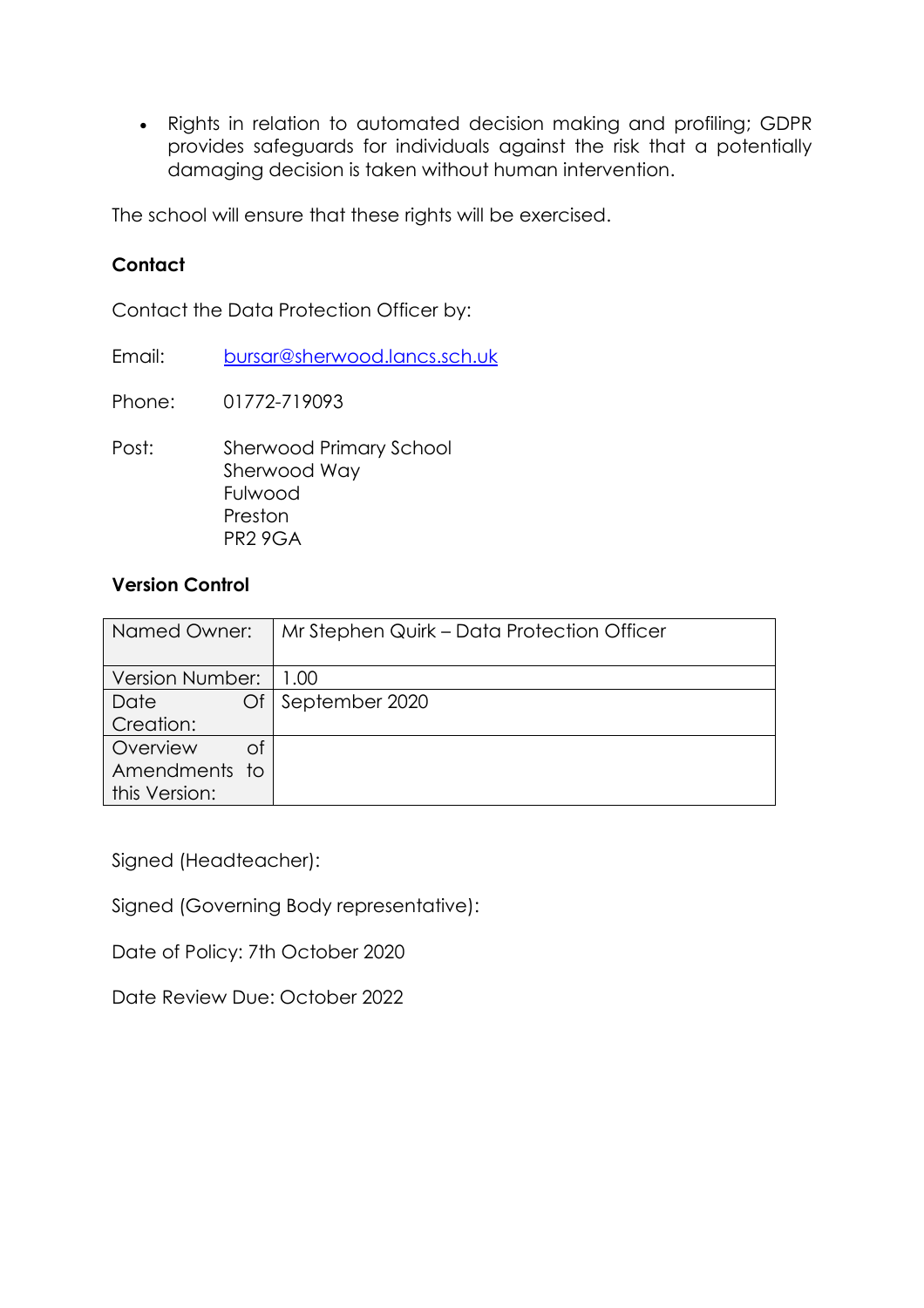- Rights in relation to automated decision making and profiling; GDPR provides safeguards for individuals against the risk that a potentially damaging decision is taken without human intervention.

The school will ensure that these rights will be exercised.

**Contact**

Contact the Data Protection Officer by:

Email: bursar@sherwood.lancs.sch.uk

Phone: 01772-719093

Post: Sherwood Primary School
Sherwood Way
Fulwood
Preston
PR2 9GA

**Version Control**

| | |
|---|---|
| Named Owner: | Mr Stephen Quirk – Data Protection Officer |
| Version Number: | 1.00 |
| Date Of Creation: | September 2020 |
| Overview of Amendments to this Version: | |

Signed (Headteacher):

Signed (Governing Body representative):

Date of Policy: 7th October 2020

Date Review Due: October 2022